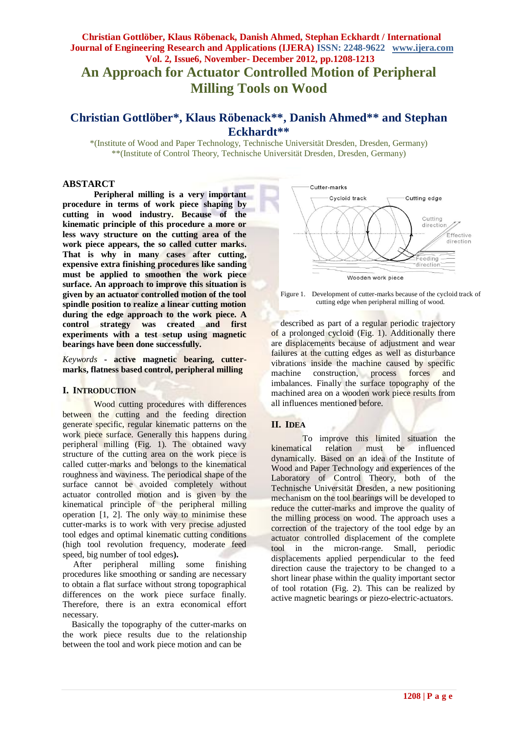# An Approach for Actuator Controlled Motion of Peripheral Milling Tools on Wood

## Christian Gottlöber*, Klaus Röbenack**, Danish Ahmed** and Stephan Eckhardt**

*(Institute of Wood and Paper Technology, Technische Universität Dresden, Dresden, Germany)
**(Institute of Control Theory, Technische Universität Dresden, Dresden, Germany)

### ABSTARCT

**Peripheral milling is a very important procedure in terms of work piece shaping by cutting in wood industry. Because of the kinematic principle of this procedure a more or less wavy structure on the cutting area of the work piece appears, the so called cutter marks. That is why in many cases after cutting, expensive extra finishing procedures like sanding must be applied to smoothen the work piece surface. An approach to improve this situation is given by an actuator controlled motion of the tool spindle position to realize a linear cutting motion during the edge approach to the work piece. A control strategy was created and first experiments with a test setup using magnetic bearings have been done successfully.**

*Keywords* - **active magnetic bearing, cutter-marks, flatness based control, peripheral milling**

### I. Introduction

Wood cutting procedures with differences between the cutting and the feeding direction generate specific, regular kinematic patterns on the work piece surface. Generally this happens during peripheral milling (Fig. 1). The obtained wavy structure of the cutting area on the work piece is called cutter-marks and belongs to the kinematical roughness and waviness. The periodical shape of the surface cannot be avoided completely without actuator controlled motion and is given by the kinematical principle of the peripheral milling operation [1, 2]. The only way to minimise these cutter-marks is to work with very precise adjusted tool edges and optimal kinematic cutting conditions (high tool revolution frequency, moderate feed speed, big number of tool edges**).**

After peripheral milling some finishing procedures like smoothing or sanding are necessary to obtain a flat surface without strong topographical differences on the work piece surface finally. Therefore, there is an extra economical effort necessary.

Basically the topography of the cutter-marks on the work piece results due to the relationship between the tool and work piece motion and can be described as part of a regular periodic trajectory of a prolonged cycloid (Fig. 1). Additionally there are displacements because of adjustment and wear failures at the cutting edges as well as disturbance vibrations inside the machine caused by specific machine construction, process forces and imbalances. Finally the surface topography of the machined area on a wooden work piece results from all influences mentioned before.

Figure 1. Development of cutter-marks because of the cycloid track of cutting edge when peripheral milling of wood.

### II. Idea

To improve this limited situation the kinematical relation must be influenced dynamically. Based on an idea of the Institute of Wood and Paper Technology and experiences of the Laboratory of Control Theory, both of the Technische Universität Dresden, a new positioning mechanism on the tool bearings will be developed to reduce the cutter-marks and improve the quality of the milling process on wood. The approach uses a correction of the trajectory of the tool edge by an actuator controlled displacement of the complete tool in the micron-range. Small, periodic displacements applied perpendicular to the feed direction cause the trajectory to be changed to a short linear phase within the quality important sector of tool rotation (Fig. 2). This can be realized by active magnetic bearings or piezo-electric-actuators.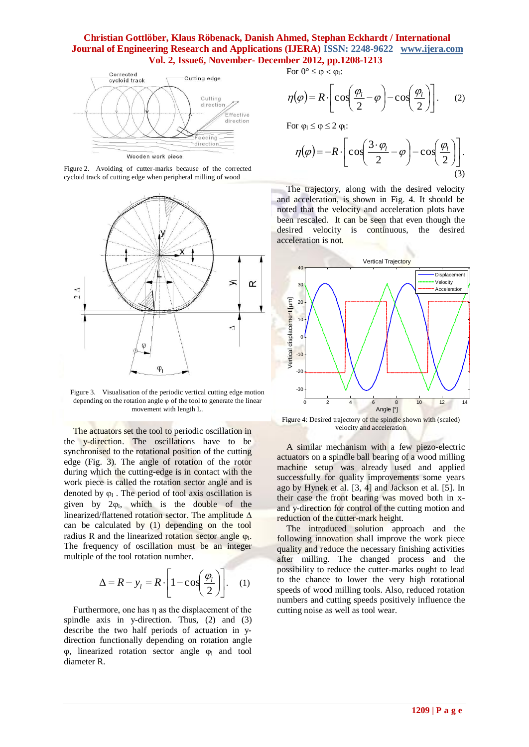Figure 2. Avoiding of cutter-marks because of the corrected cycloid track of cutting edge when peripheral milling of wood

Figure 3. Visualisation of the periodic vertical cutting edge motion depending on the rotation angle φ of the tool to generate the linear movement with length L.

The actuators set the tool to periodic oscillation in the y-direction. The oscillations have to be synchronised to the rotational position of the cutting edge (Fig. 3). The angle of rotation of the rotor during which the cutting-edge is in contact with the work piece is called the rotation sector angle and is denoted by $\varphi_l$ . The period of tool axis oscillation is given by $2\varphi_l$, which is double of the linearized/flattened rotation sector. The amplitude Δ can be calculated by (1) depending on the tool radius R and the linearized rotation sector angle $\varphi_l$. The frequency of oscillation must be an integer multiple of the tool rotation number.

$$\Delta = R - y_l = R \cdot \left[ 1 - \cos\left(\frac{\varphi_l}{2}\right) \right]. \quad (1)$$

Furthermore, one has η as the displacement of the spindle axis in y-direction. Thus, (2) and (3) describe the two half periods of actuation in y-direction functionally depending on rotation angle φ, linearized rotation sector angle $\varphi_l$ and tool diameter R.

For $0° \leq \varphi < \varphi_l$:

$$\eta(\varphi) = R \cdot \left[ \cos\left(\frac{\varphi_l}{2} - \varphi\right) - \cos\left(\frac{\varphi_l}{2}\right) \right]. \quad (2)$$

For $\varphi_l \leq \varphi \leq 2\,\varphi_l$:

$$\eta(\varphi) = -R \cdot \left[ \cos\left(\frac{3 \cdot \varphi_l}{2} - \varphi\right) - \cos\left(\frac{\varphi_l}{2}\right) \right]. \quad (3)$$

The trajectory, along with the desired velocity and acceleration, is shown in Fig. 4. It should be noted that the velocity and acceleration plots have been rescaled. It can be seen that even though the desired velocity is continuous, the desired acceleration is not.

Figure 4: Desired trajectory of the spindle shown with (scaled) velocity and acceleration

A similar mechanism with a few piezo-electric actuators on a spindle ball bearing of a wood milling machine setup was already used and applied successfully for quality improvements some years ago by Hynek et al. [3, 4] and Jackson et al. [5]. In their case the front bearing was moved both in x- and y-direction for control of the cutting motion and reduction of the cutter-mark height.

The introduced solution approach and the following innovation shall improve the work piece quality and reduce the necessary finishing activities after milling. The changed process and the possibility to reduce the cutter-marks ought to lead to the chance to lower the very high rotational speeds of wood milling tools. Also, reduced rotation numbers and cutting speeds positively influence the cutting noise as well as tool wear.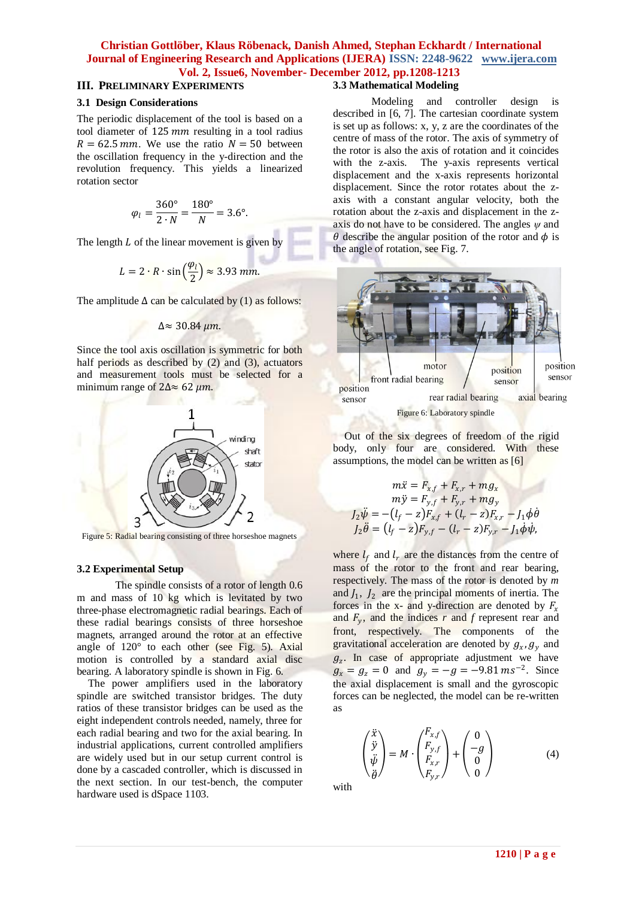## III. PRELIMINARY EXPERIMENTS

### 3.1 Design Considerations

The periodic displacement of the tool is based on a tool diameter of 125 $mm$ resulting in a tool radius $R = 62.5\,mm$. We use the ratio $N = 50$ between the oscillation frequency in the y-direction and the revolution frequency. This yields a linearized rotation sector

$$\varphi_l = \frac{360°}{2 \cdot N} = \frac{180°}{N} = 3.6°.$$

The length $L$ of the linear movement is given by

$$L = 2 \cdot R \cdot \sin\left(\frac{\varphi_l}{2}\right) \approx 3.93\ mm.$$

The amplitude $\Delta$ can be calculated by (1) as follows:

$$\Delta \approx 30.84\ \mu m.$$

Since the tool axis oscillation is symmetric for both half periods as described by (2) and (3), actuators and measurement tools must be selected for a minimum range of $2\Delta \approx 62\ \mu m$.

Figure 5: Radial bearing consisting of three horseshoe magnets

### 3.2 Experimental Setup

The spindle consists of a rotor of length 0.6 m and mass of 10 kg which is levitated by two three-phase electromagnetic radial bearings. Each of these radial bearings consists of three horseshoe magnets, arranged around the rotor at an effective angle of 120° to each other (see Fig. 5). Axial motion is controlled by a standard axial disc bearing. A laboratory spindle is shown in Fig. 6.

The power amplifiers used in the laboratory spindle are switched transistor bridges. The duty ratios of these transistor bridges can be used as the eight independent controls needed, namely, three for each radial bearing and two for the axial bearing. In industrial applications, current controlled amplifiers are widely used but in our setup current control is done by a cascaded controller, which is discussed in the next section. In our test-bench, the computer hardware used is dSpace 1103.

### 3.3 Mathematical Modeling

Modeling and controller design is described in [6, 7]. The cartesian coordinate system is set up as follows: x, y, z are the coordinates of the centre of mass of the rotor. The axis of symmetry of the rotor is also the axis of rotation and it coincides with the z-axis. The y-axis represents vertical displacement and the x-axis represents horizontal displacement. Since the rotor rotates about the z-axis with a constant angular velocity, both the rotation about the z-axis and displacement in the z-axis do not have to be considered. The angles $\psi$ and $\theta$ describe the angular position of the rotor and $\phi$ is the angle of rotation, see Fig. 7.

Figure 6: Laboratory spindle

Out of the six degrees of freedom of the rigid body, only four are considered. With these assumptions, the model can be written as [6]

$$\begin{aligned}
m\ddot{x} &= F_{x,f} + F_{x,r} + mg_x \\
m\ddot{y} &= F_{y,f} + F_{y,r} + mg_y \\
J_2\ddot{\psi} &= -(l_f - z)F_{x,f} + (l_r - z)F_{x,r} - J_1\dot{\phi}\dot{\theta} \\
J_2\ddot{\theta} &= (l_f - z)F_{y,f} - (l_r - z)F_{y,r} - J_1\dot{\phi}\dot{\psi},
\end{aligned}$$

where $l_f$ and $l_r$ are the distances from the centre of mass of the rotor to the front and rear bearing, respectively. The mass of the rotor is denoted by $m$ and $J_1$, $J_2$ are the principal moments of inertia. The forces in the x- and y-direction are denoted by $F_x$ and $F_y$, and the indices $r$ and $f$ represent rear and front, respectively. The components of the gravitational acceleration are denoted by $g_x, g_y$ and $g_z$. In case of appropriate adjustment we have $g_x = g_z = 0$ and $g_y = -g = -9.81\,ms^{-2}$. Since the axial displacement is small and the gyroscopic forces can be neglected, the model can be re-written as

$$\begin{pmatrix} \ddot{x} \\ \ddot{y} \\ \ddot{\psi} \\ \ddot{\theta} \end{pmatrix} = M \cdot \begin{pmatrix} F_{x,f} \\ F_{y,f} \\ F_{x,r} \\ F_{y,r} \end{pmatrix} + \begin{pmatrix} 0 \\ -g \\ 0 \\ 0 \end{pmatrix} \tag{4}$$

with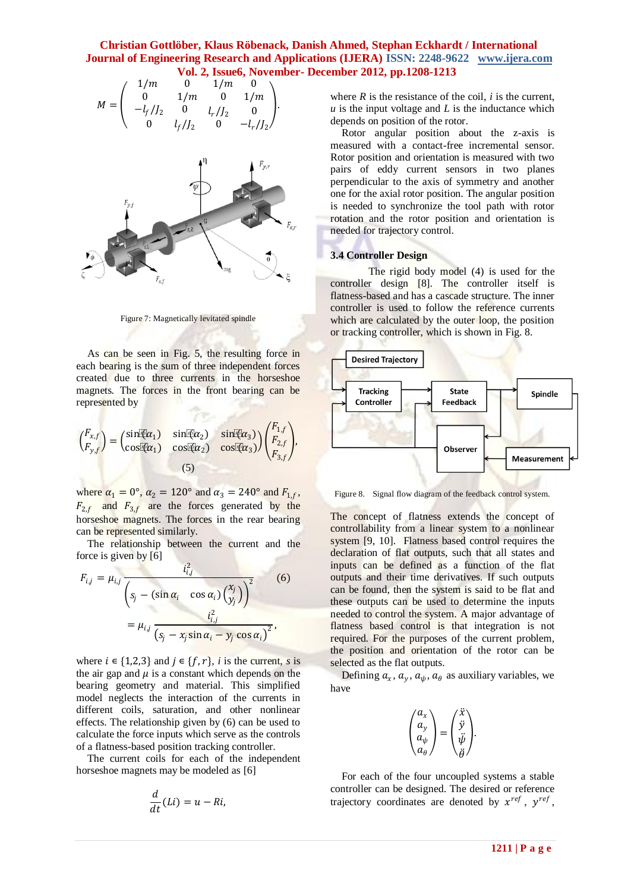$$M = \begin{pmatrix} 1/m & 0 & 1/m & 0 \\ 0 & 1/m & 0 & 1/m \\ -l_f/J_2 & 0 & l_r/J_2 & 0 \\ 0 & l_f/J_2 & 0 & -l_r/J_2 \end{pmatrix}.$$

Figure 7: Magnetically levitated spindle

As can be seen in Fig. 5, the resulting force in each bearing is the sum of three independent forces created due to three currents in the horseshoe magnets. The forces in the front bearing can be represented by

$$\begin{pmatrix} F_{x,f} \\ F_{y,f} \end{pmatrix} = \begin{pmatrix} \sin(\alpha_1) & \sin(\alpha_2) & \sin(\alpha_3) \\ \cos(\alpha_1) & \cos(\alpha_2) & \cos(\alpha_3) \end{pmatrix} \begin{pmatrix} F_{1,f} \\ F_{2,f} \\ F_{3,f} \end{pmatrix}, \quad (5)$$

where $\alpha_1 = 0°$, $\alpha_2 = 120°$ and $\alpha_3 = 240°$ and $F_{1,f}$, $F_{2,f}$ and $F_{3,f}$ are the forces generated by the horseshoe magnets. The forces in the rear bearing can be represented similarly.

The relationship between the current and the force is given by [6]

$$F_{i,j} = \mu_{i,j} \frac{i_{i,j}^2}{\left(s_j - (\sin\alpha_i \quad \cos\alpha_i)\begin{pmatrix} x_j \\ y_j \end{pmatrix}\right)^2} = \mu_{i,j} \frac{i_{i,j}^2}{\left(s_j - x_j \sin\alpha_i - y_j \cos\alpha_i\right)^2}, \quad (6)$$

where $i \in \{1,2,3\}$ and $j \in \{f,r\}$, $i$ is the current, $s$ is the air gap and $\mu$ is a constant which depends on the bearing geometry and material. This simplified model neglects the interaction of the currents in different coils, saturation, and other nonlinear effects. The relationship given by (6) can be used to calculate the force inputs which serve as the controls of a flatness-based position tracking controller.

The current coils for each of the independent horseshoe magnets may be modeled as [6]

$$\frac{d}{dt}(Li) = u - Ri,$$

where $R$ is the resistance of the coil, $i$ is the current, $u$ is the input voltage and $L$ is the inductance which depends on position of the rotor.

Rotor angular position about the z-axis is measured with a contact-free incremental sensor. Rotor position and orientation is measured with two pairs of eddy current sensors in two planes perpendicular to the axis of symmetry and another one for the axial rotor position. The angular position is needed to synchronize the tool path with rotor rotation and the rotor position and orientation is needed for trajectory control.

### 3.4 Controller Design

The rigid body model (4) is used for the controller design [8]. The controller itself is flatness-based and has a cascade structure. The inner controller is used to follow the reference currents which are calculated by the outer loop, the position or tracking controller, which is shown in Fig. 8.

Figure 8. Signal flow diagram of the feedback control system.

The concept of flatness extends the concept of controllability from a linear system to a nonlinear system [9, 10]. Flatness based control requires the declaration of flat outputs, such that all states and inputs can be defined as a function of the flat outputs and their time derivatives. If such outputs can be found, then the system is said to be flat and these outputs can be used to determine the inputs needed to control the system. A major advantage of flatness based control is that integration is not required. For the purposes of the current problem, the position and orientation of the rotor can be selected as the flat outputs.

Defining $a_x$, $a_y$, $a_\psi$, $a_\theta$ as auxiliary variables, we have

$$\begin{pmatrix} a_x \\ a_y \\ a_\psi \\ a_\theta \end{pmatrix} = \begin{pmatrix} \ddot{x} \\ \ddot{y} \\ \ddot{\psi} \\ \ddot{\theta} \end{pmatrix}.$$

For each of the four uncoupled systems a stable controller can be designed. The desired or reference trajectory coordinates are denoted by $x^{ref}$, $y^{ref}$,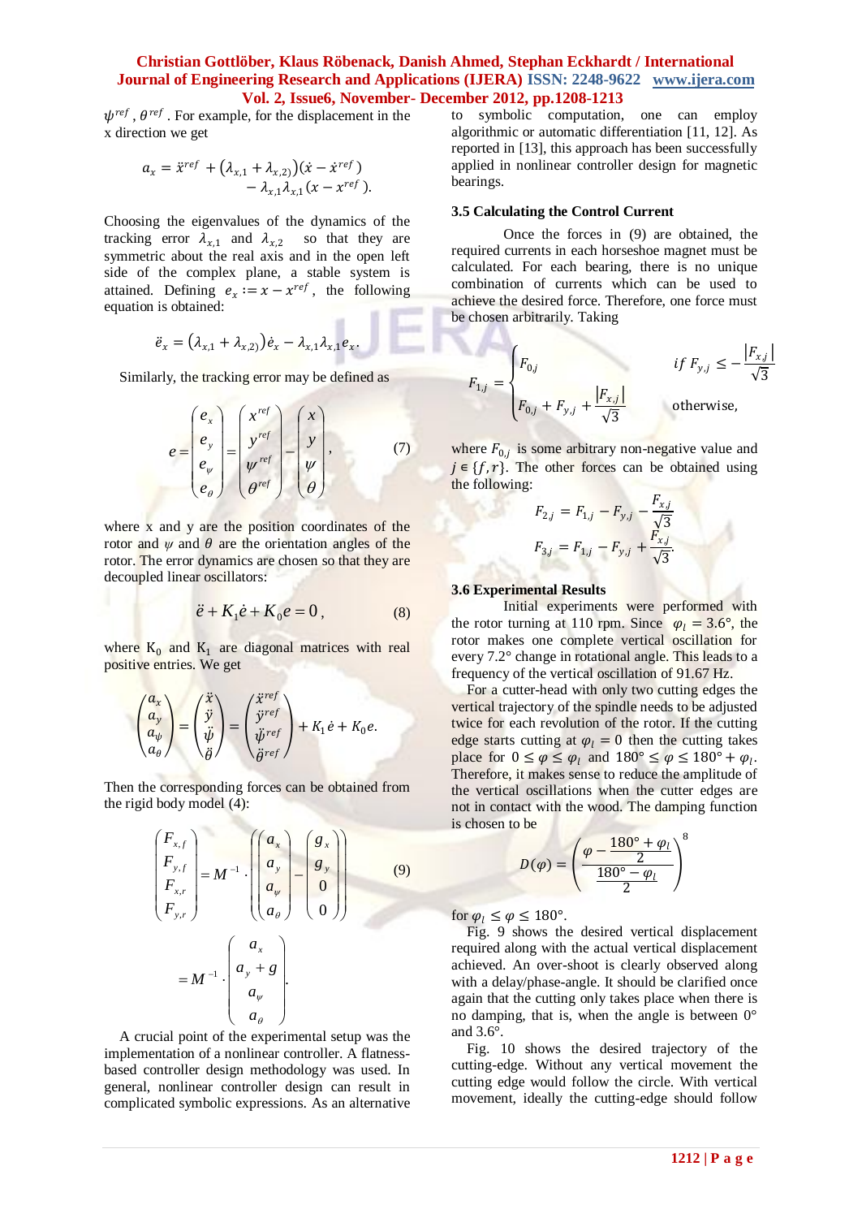$\psi^{ref}$, $\theta^{ref}$. For example, for the displacement in the x direction we get

$$a_x = \ddot{x}^{ref} + (\lambda_{x,1} + \lambda_{x,2})(\dot{x} - \dot{x}^{ref}) - \lambda_{x,1}\lambda_{x,1}(x - x^{ref}).$$

Choosing the eigenvalues of the dynamics of the tracking error $\lambda_{x,1}$ and $\lambda_{x,2}$ so that they are symmetric about the real axis and in the open left side of the complex plane, a stable system is attained. Defining $e_x := x - x^{ref}$, the following equation is obtained:

$$\ddot{e}_x = (\lambda_{x,1} + \lambda_{x,2})\dot{e}_x - \lambda_{x,1}\lambda_{x,1}e_x.$$

Similarly, the tracking error may be defined as

$$e = \begin{pmatrix} e_x \\ e_y \\ e_\psi \\ e_\theta \end{pmatrix} = \begin{pmatrix} x^{ref} \\ y^{ref} \\ \psi^{ref} \\ \theta^{ref} \end{pmatrix} - \begin{pmatrix} x \\ y \\ \psi \\ \theta \end{pmatrix}, \tag{7}$$

where x and y are the position coordinates of the rotor and $\psi$ and $\theta$ are the orientation angles of the rotor. The error dynamics are chosen so that they are decoupled linear oscillators:

$$\ddot{e} + K_1\dot{e} + K_0 e = 0, \tag{8}$$

where $K_0$ and $K_1$ are diagonal matrices with real positive entries. We get

$$\begin{pmatrix} a_x \\ a_y \\ a_\psi \\ a_\theta \end{pmatrix} = \begin{pmatrix} \ddot{x} \\ \ddot{y} \\ \ddot{\psi} \\ \ddot{\theta} \end{pmatrix} = \begin{pmatrix} \ddot{x}^{ref} \\ \ddot{y}^{ref} \\ \ddot{\psi}^{ref} \\ \ddot{\theta}^{ref} \end{pmatrix} + K_1\dot{e} + K_0 e.$$

Then the corresponding forces can be obtained from the rigid body model (4):

$$\begin{pmatrix} F_{x,f} \\ F_{y,f} \\ F_{x,r} \\ F_{y,r} \end{pmatrix} = M^{-1} \cdot \left( \begin{pmatrix} a_x \\ a_y \\ a_\psi \\ a_\theta \end{pmatrix} - \begin{pmatrix} g_x \\ g_y \\ 0 \\ 0 \end{pmatrix} \right) \tag{9}$$

$$= M^{-1} \cdot \begin{pmatrix} a_x \\ a_y + g \\ a_\psi \\ a_\theta \end{pmatrix}.$$

A crucial point of the experimental setup was the implementation of a nonlinear controller. A flatness-based controller design methodology was used. In general, nonlinear controller design can result in complicated symbolic expressions. As an alternative to symbolic computation, one can employ algorithmic or automatic differentiation [11, 12]. As reported in [13], this approach has been successfully applied in nonlinear controller design for magnetic bearings.

### 3.5 Calculating the Control Current

Once the forces in (9) are obtained, the required currents in each horseshoe magnet must be calculated. For each bearing, there is no unique combination of currents which can be used to achieve the desired force. Therefore, one force must be chosen arbitrarily. Taking

$$F_{1,j} = \begin{cases} F_{0,j} & \text{if } F_{y,j} \le -\dfrac{|F_{x,j}|}{\sqrt{3}} \\ F_{0,j} + F_{y,j} + \dfrac{|F_{x,j}|}{\sqrt{3}} & \text{otherwise,} \end{cases}$$

where $F_{0,j}$ is some arbitrary non-negative value and $j \in \{f, r\}$. The other forces can be obtained using the following:

$$F_{2,j} = F_{1,j} - F_{y,j} - \frac{F_{x,j}}{\sqrt{3}}$$

$$F_{3,j} = F_{1,j} - F_{y,j} + \frac{F_{x,j}}{\sqrt{3}}.$$

### 3.6 Experimental Results

Initial experiments were performed with the rotor turning at 110 rpm. Since $\varphi_l = 3.6°$, the rotor makes one complete vertical oscillation for every 7.2° change in rotational angle. This leads to a frequency of the vertical oscillation of 91.67 Hz.

For a cutter-head with only two cutting edges the vertical trajectory of the spindle needs to be adjusted twice for each revolution of the rotor. If the cutting edge starts cutting at $\varphi_l = 0$ then the cutting takes place for $0 \le \varphi \le \varphi_l$ and $180° \le \varphi \le 180° + \varphi_l$. Therefore, it makes sense to reduce the amplitude of the vertical oscillations when the cutter edges are not in contact with the wood. The damping function is chosen to be

$$D(\varphi) = \left( \frac{\varphi - \dfrac{180° + \varphi_l}{2}}{\dfrac{180° - \varphi_l}{2}} \right)^8$$

for $\varphi_l \le \varphi \le 180°$.

Fig. 9 shows the desired vertical displacement required along with the actual vertical displacement achieved. An over-shoot is clearly observed along with a delay/phase-angle. It should be clarified once again that the cutting only takes place when there is no damping, that is, when the angle is between 0° and 3.6°.

Fig. 10 shows the desired trajectory of the cutting-edge. Without any vertical movement the cutting edge would follow the circle. With vertical movement, ideally the cutting-edge should follow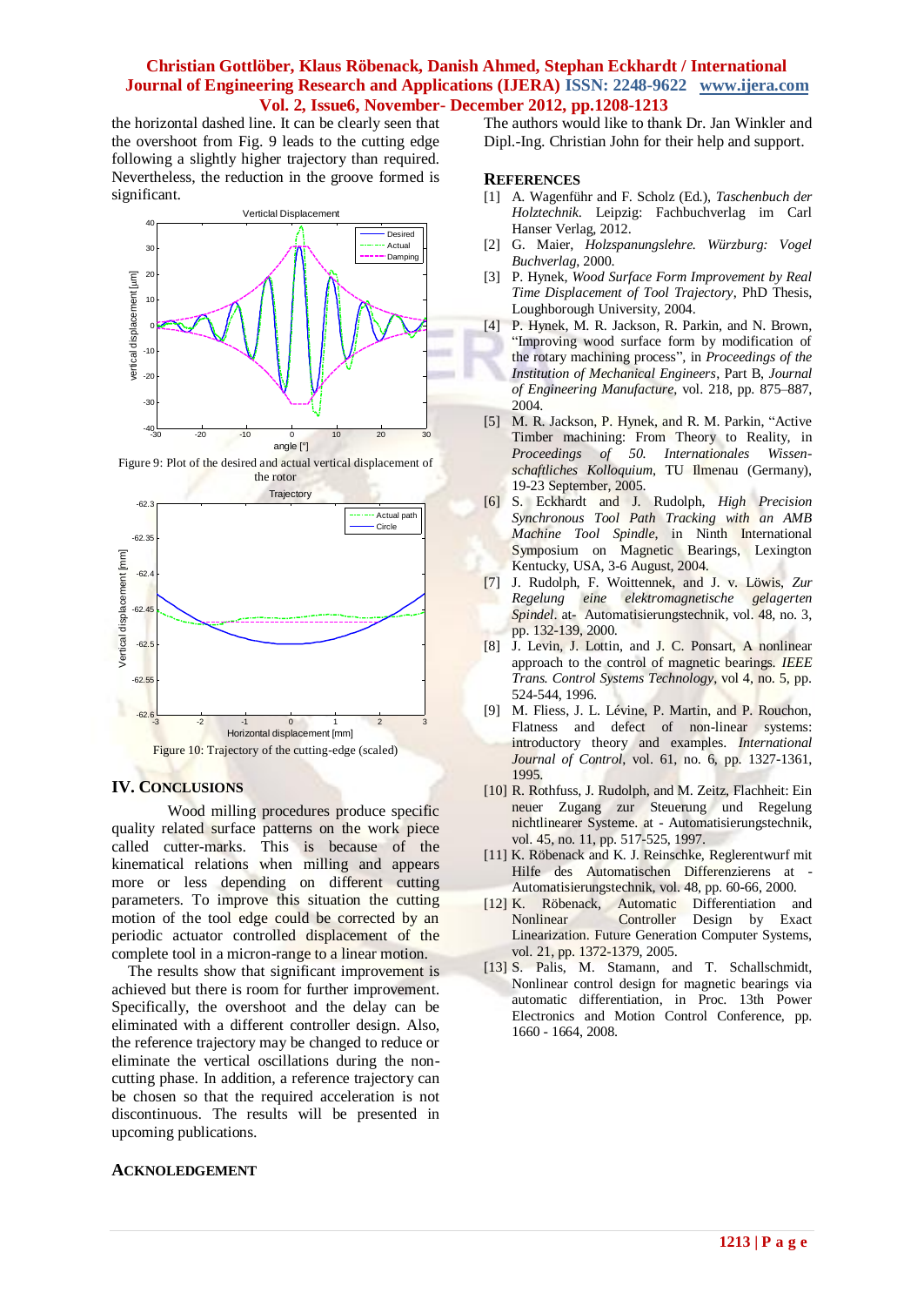the horizontal dashed line. It can be clearly seen that the overshoot from Fig. 9 leads to the cutting edge following a slightly higher trajectory than required. Nevertheless, the reduction in the groove formed is significant.

Verticlal Displacement

Desired
Actual
Damping

vertical displacement [µm]

40
30
20
10
0
-10
-20
-30
-40

-30 -20 -10 0 10 20 30

angle [°]

Figure 9: Plot of the desired and actual vertical displacement of the rotor

Trajectory

Actual path
Circle

Vertical displacement [mm]

-62.3
-62.35
-62.4
-62.45
-62.5
-62.55
-62.6

-3 -2 -1 0 1 2 3

Horizontal displacement [mm]

Figure 10: Trajectory of the cutting-edge (scaled)

## IV. Conclusions

Wood milling procedures produce specific quality related surface patterns on the work piece called cutter-marks. This is because of the kinematical relations when milling and appears more or less depending on different cutting parameters. To improve this situation the cutting motion of the tool edge could be corrected by an periodic actuator controlled displacement of the complete tool in a micron-range to a linear motion.

The results show that significant improvement is achieved but there is room for further improvement. Specifically, the overshoot and the delay can be eliminated with a different controller design. Also, the reference trajectory may be changed to reduce or eliminate the vertical oscillations during the non-cutting phase. In addition, a reference trajectory can be chosen so that the required acceleration is not discontinuous. The results will be presented in upcoming publications.

## Acknoledgement

The authors would like to thank Dr. Jan Winkler and Dipl.-Ing. Christian John for their help and support.

## References

[1] A. Wagenführ and F. Scholz (Ed.), *Taschenbuch der Holztechnik*. Leipzig: Fachbuchverlag im Carl Hanser Verlag, 2012.

[2] G. Maier, *Holzspanungslehre. Würzburg: Vogel Buchverlag*, 2000.

[3] P. Hynek, *Wood Surface Form Improvement by Real Time Displacement of Tool Trajectory*, PhD Thesis, Loughborough University, 2004.

[4] P. Hynek, M. R. Jackson, R. Parkin, and N. Brown, "Improving wood surface form by modification of the rotary machining process", in *Proceedings of the Institution of Mechanical Engineers*, Part B, *Journal of Engineering Manufacture*, vol. 218, pp. 875–887, 2004.

[5] M. R. Jackson, P. Hynek, and R. M. Parkin, "Active Timber machining: From Theory to Reality, in *Proceedings of 50. Internationales Wissen-schaftliches Kolloquium*, TU Ilmenau (Germany), 19-23 September, 2005.

[6] S. Eckhardt and J. Rudolph, *High Precision Synchronous Tool Path Tracking with an AMB Machine Tool Spindle*, in Ninth International Symposium on Magnetic Bearings, Lexington Kentucky, USA, 3-6 August, 2004.

[7] J. Rudolph, F. Woittennek, and J. v. Löwis, *Zur Regelung eine elektromagnetische gelagerten Spindel*. at- Automatisierungstechnik, vol. 48, no. 3, pp. 132-139, 2000.

[8] J. Levin, J. Lottin, and J. C. Ponsart, A nonlinear approach to the control of magnetic bearings. *IEEE Trans. Control Systems Technology*, vol 4, no. 5, pp. 524-544, 1996.

[9] M. Fliess, J. L. Lévine, P. Martin, and P. Rouchon, Flatness and defect of non-linear systems: introductory theory and examples. *International Journal of Control*, vol. 61, no. 6, pp. 1327-1361, 1995.

[10] R. Rothfuss, J. Rudolph, and M. Zeitz, Flachheit: Ein neuer Zugang zur Steuerung und Regelung nichtlinearer Systeme. at - Automatisierungstechnik, vol. 45, no. 11, pp. 517-525, 1997.

[11] K. Röbenack and K. J. Reinschke, Reglerentwurf mit Hilfe des Automatischen Differenzierens at - Automatisierungstechnik, vol. 48, pp. 60-66, 2000.

[12] K. Röbenack, Automatic Differentiation and Nonlinear Controller Design by Exact Linearization. Future Generation Computer Systems, vol. 21, pp. 1372-1379, 2005.

[13] S. Palis, M. Stamann, and T. Schallschmidt, Nonlinear control design for magnetic bearings via automatic differentiation, in Proc. 13th Power Electronics and Motion Control Conference, pp. 1660 - 1664, 2008.